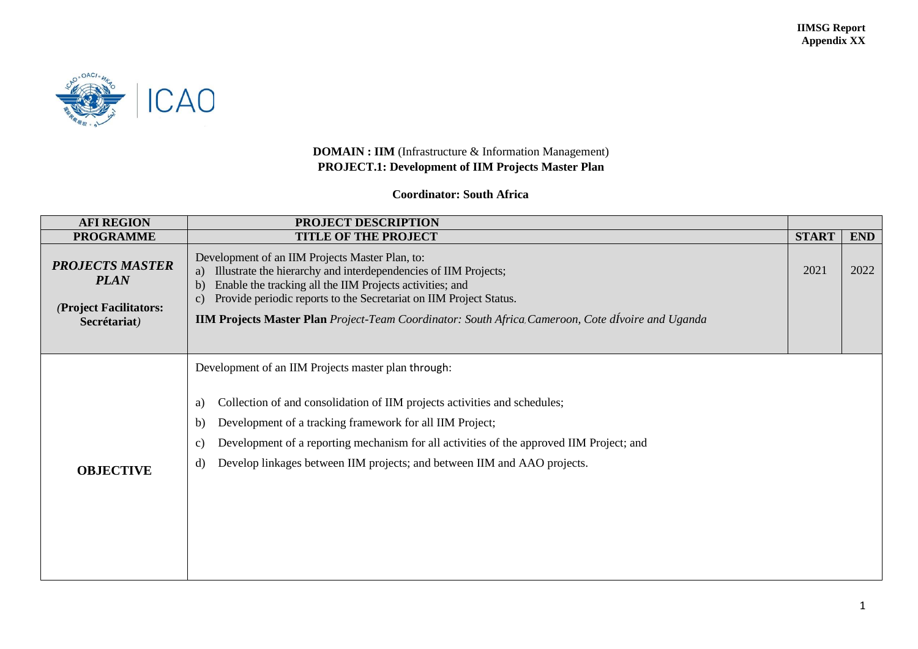**DOMAIN : IIM** (Infrastructure & Information Management)
**PROJECT.1: Development of IIM Projects Master Plan**

**Coordinator: South Africa**

| AFI REGION | PROJECT DESCRIPTION | | |
|---|---|---|---|
| **PROGRAMME** | **TITLE OF THE PROJECT** | **START** | **END** |
| ***PROJECTS MASTER PLAN*** <br><br> *(***Project Facilitators: Secrétariat***)* | Development of an IIM Projects Master Plan, to:<br>a) Illustrate the hierarchy and interdependencies of IIM Projects;<br>b) Enable the tracking all the IIM Projects activities; and<br>c) Provide periodic reports to the Secretariat on IIM Project Status.<br>**IIM Projects Master Plan** *Project-Team Coordinator: South Africa, Cameroon, Cote dÍvoire and Uganda* | 2021 | 2022 |
| **OBJECTIVE** | Development of an IIM Projects master plan through:<br><br>a) Collection of and consolidation of IIM projects activities and schedules;<br>b) Development of a tracking framework for all IIM Project;<br>c) Development of a reporting mechanism for all activities of the approved IIM Project; and<br>d) Develop linkages between IIM projects; and between IIM and AAO projects. | | |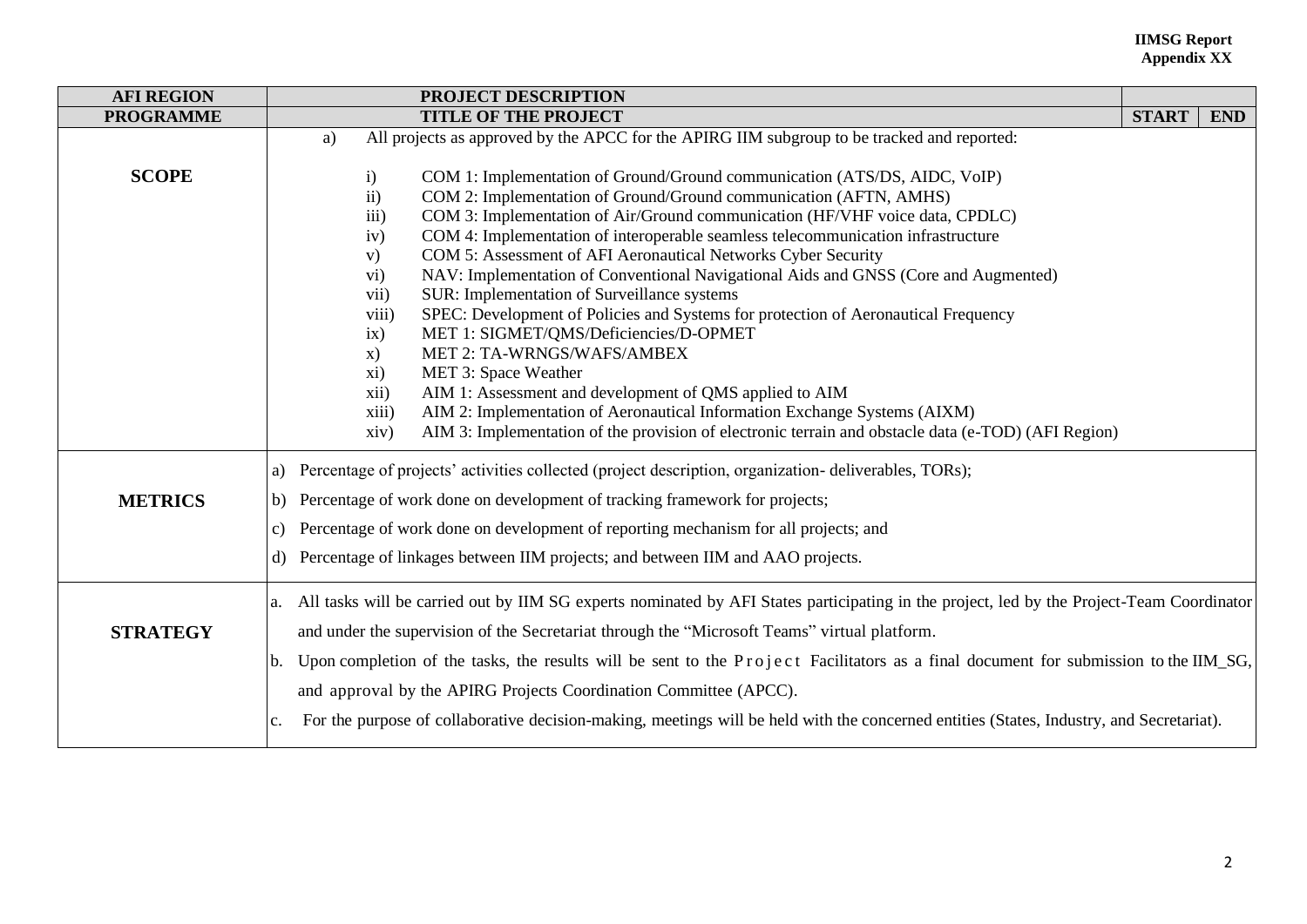| AFI REGION | PROJECT DESCRIPTION | | |
|---|---|---|---|
| **PROGRAMME** | **TITLE OF THE PROJECT** | **START** | **END** |
| **SCOPE** | a) All projects as approved by the APCC for the APIRG IIM subgroup to be tracked and reported:<br><br>i) COM 1: Implementation of Ground/Ground communication (ATS/DS, AIDC, VoIP)<br>ii) COM 2: Implementation of Ground/Ground communication (AFTN, AMHS)<br>iii) COM 3: Implementation of Air/Ground communication (HF/VHF voice data, CPDLC)<br>iv) COM 4: Implementation of interoperable seamless telecommunication infrastructure<br>v) COM 5: Assessment of AFI Aeronautical Networks Cyber Security<br>vi) NAV: Implementation of Conventional Navigational Aids and GNSS (Core and Augmented)<br>vii) SUR: Implementation of Surveillance systems<br>viii) SPEC: Development of Policies and Systems for protection of Aeronautical Frequency<br>ix) MET 1: SIGMET/QMS/Deficiencies/D-OPMET<br>x) MET 2: TA-WRNGS/WAFS/AMBEX<br>xi) MET 3: Space Weather<br>xii) AIM 1: Assessment and development of QMS applied to AIM<br>xiii) AIM 2: Implementation of Aeronautical Information Exchange Systems (AIXM)<br>xiv) AIM 3: Implementation of the provision of electronic terrain and obstacle data (e-TOD) (AFI Region) | | |
| **METRICS** | a) Percentage of projects' activities collected (project description, organization- deliverables, TORs);<br>b) Percentage of work done on development of tracking framework for projects;<br>c) Percentage of work done on development of reporting mechanism for all projects; and<br>d) Percentage of linkages between IIM projects; and between IIM and AAO projects. | | |
| **STRATEGY** | a. All tasks will be carried out by IIM SG experts nominated by AFI States participating in the project, led by the Project-Team Coordinator and under the supervision of the Secretariat through the "Microsoft Teams" virtual platform.<br>b. Upon completion of the tasks, the results will be sent to the Project Facilitators as a final document for submission to the IIM_SG, and approval by the APIRG Projects Coordination Committee (APCC).<br>c. For the purpose of collaborative decision-making, meetings will be held with the concerned entities (States, Industry, and Secretariat). | | |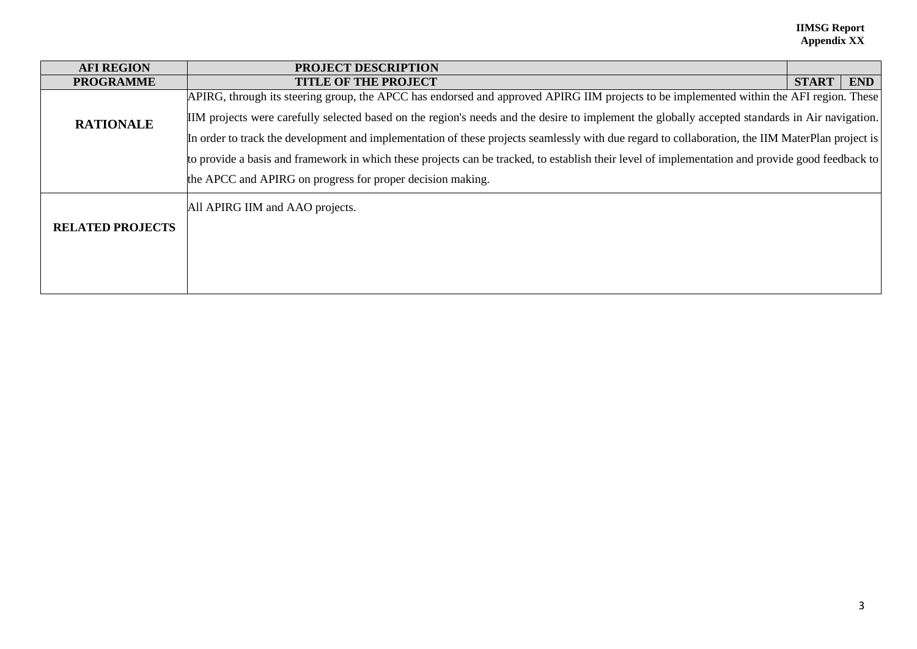IIMSG Report
Appendix XX

| AFI REGION | PROJECT DESCRIPTION | | |
|---|---|---|---|
| **PROGRAMME** | **TITLE OF THE PROJECT** | **START** | **END** |
| **RATIONALE** | APIRG, through its steering group, the APCC has endorsed and approved APIRG IIM projects to be implemented within the AFI region. These IIM projects were carefully selected based on the region's needs and the desire to implement the globally accepted standards in Air navigation. In order to track the development and implementation of these projects seamlessly with due regard to collaboration, the IIM MaterPlan project is to provide a basis and framework in which these projects can be tracked, to establish their level of implementation and provide good feedback to the APCC and APIRG on progress for proper decision making. | | |
| **RELATED PROJECTS** | All APIRG IIM and AAO projects. | | |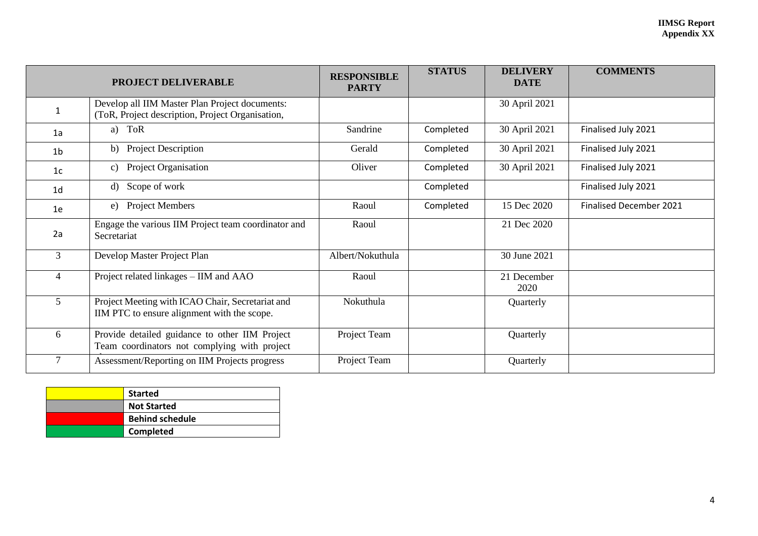**IIMSG Report**
**Appendix XX**

| PROJECT DELIVERABLE | | RESPONSIBLE PARTY | STATUS | DELIVERY DATE | COMMENTS |
|---|---|---|---|---|---|
| 1 | Develop all IIM Master Plan Project documents: (ToR, Project description, Project Organisation, | | | 30 April 2021 | |
| 1a | a) ToR | Sandrine | Completed | 30 April 2021 | Finalised July 2021 |
| 1b | b) Project Description | Gerald | Completed | 30 April 2021 | Finalised July 2021 |
| 1c | c) Project Organisation | Oliver | Completed | 30 April 2021 | Finalised July 2021 |
| 1d | d) Scope of work | | Completed | | Finalised July 2021 |
| 1e | e) Project Members | Raoul | Completed | 15 Dec 2020 | Finalised December 2021 |
| 2a | Engage the various IIM Project team coordinator and Secretariat | Raoul | | 21 Dec 2020 | |
| 3 | Develop Master Project Plan | Albert/Nokuthula | | 30 June 2021 | |
| 4 | Project related linkages – IIM and AAO | Raoul | | 21 December 2020 | |
| 5 | Project Meeting with ICAO Chair, Secretariat and IIM PTC to ensure alignment with the scope. | Nokuthula | | Quarterly | |
| 6 | Provide detailed guidance to other IIM Project Team coordinators not complying with project | Project Team | | Quarterly | |
| 7 | Assessment/Reporting on IIM Projects progress | Project Team | | Quarterly | |

| | |
|---|---|
| | **Started** |
| | **Not Started** |
| | **Behind schedule** |
| | **Completed** |